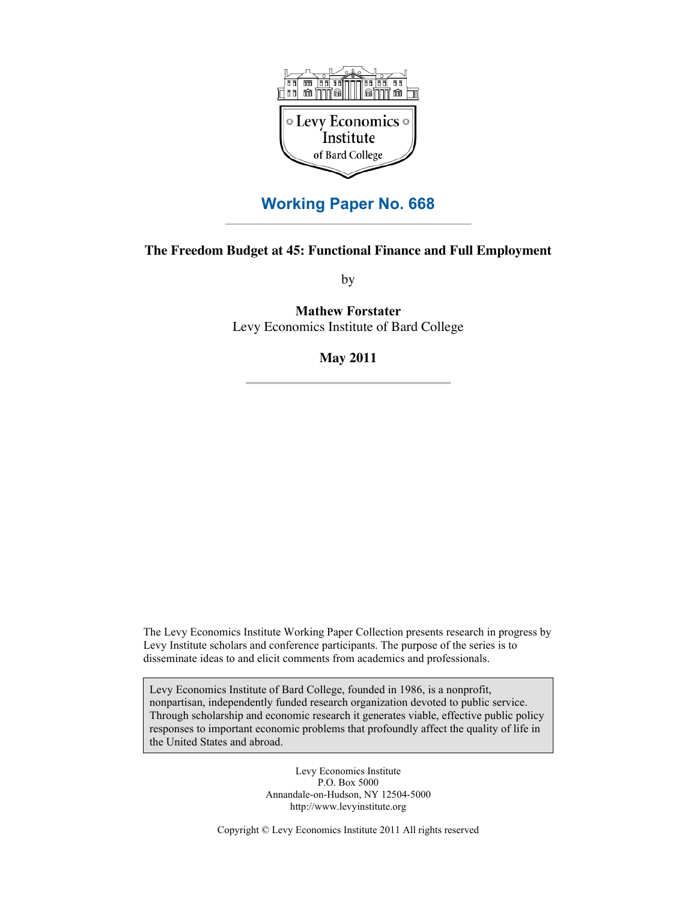Levy Economics Institute of Bard College

# Working Paper No. 668

## The Freedom Budget at 45: Functional Finance and Full Employment

by

**Mathew Forstater**
Levy Economics Institute of Bard College

**May 2011**

The Levy Economics Institute Working Paper Collection presents research in progress by Levy Institute scholars and conference participants. The purpose of the series is to disseminate ideas to and elicit comments from academics and professionals.

Levy Economics Institute of Bard College, founded in 1986, is a nonprofit, nonpartisan, independently funded research organization devoted to public service. Through scholarship and economic research it generates viable, effective public policy responses to important economic problems that profoundly affect the quality of life in the United States and abroad.

Levy Economics Institute
P.O. Box 5000
Annandale-on-Hudson, NY 12504-5000
http://www.levyinstitute.org

Copyright © Levy Economics Institute 2011 All rights reserved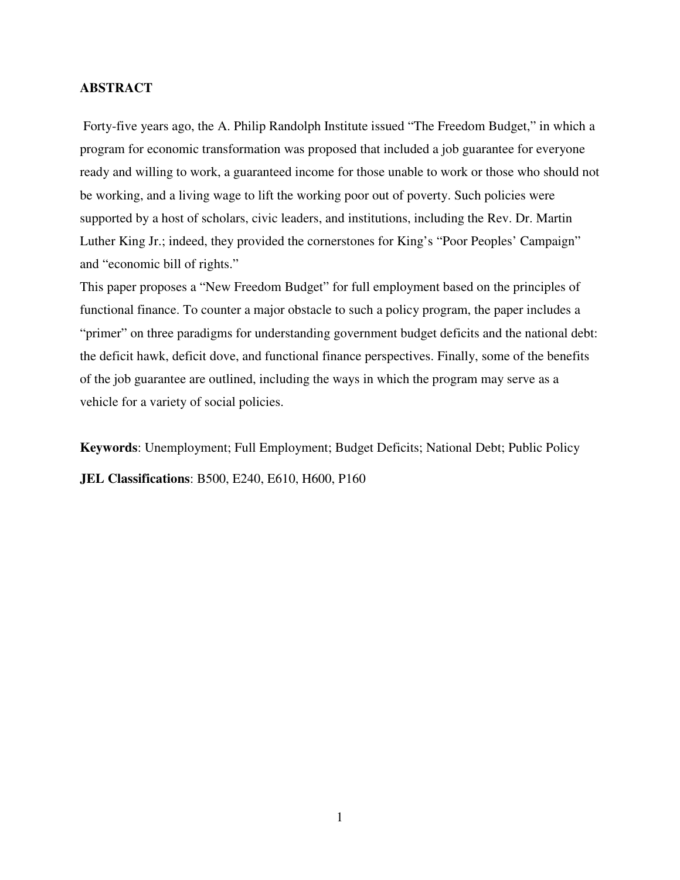**ABSTRACT**

Forty-five years ago, the A. Philip Randolph Institute issued "The Freedom Budget," in which a program for economic transformation was proposed that included a job guarantee for everyone ready and willing to work, a guaranteed income for those unable to work or those who should not be working, and a living wage to lift the working poor out of poverty. Such policies were supported by a host of scholars, civic leaders, and institutions, including the Rev. Dr. Martin Luther King Jr.; indeed, they provided the cornerstones for King's "Poor Peoples' Campaign" and "economic bill of rights."

This paper proposes a "New Freedom Budget" for full employment based on the principles of functional finance. To counter a major obstacle to such a policy program, the paper includes a "primer" on three paradigms for understanding government budget deficits and the national debt: the deficit hawk, deficit dove, and functional finance perspectives. Finally, some of the benefits of the job guarantee are outlined, including the ways in which the program may serve as a vehicle for a variety of social policies.

**Keywords**: Unemployment; Full Employment; Budget Deficits; National Debt; Public Policy

**JEL Classifications**: B500, E240, E610, H600, P160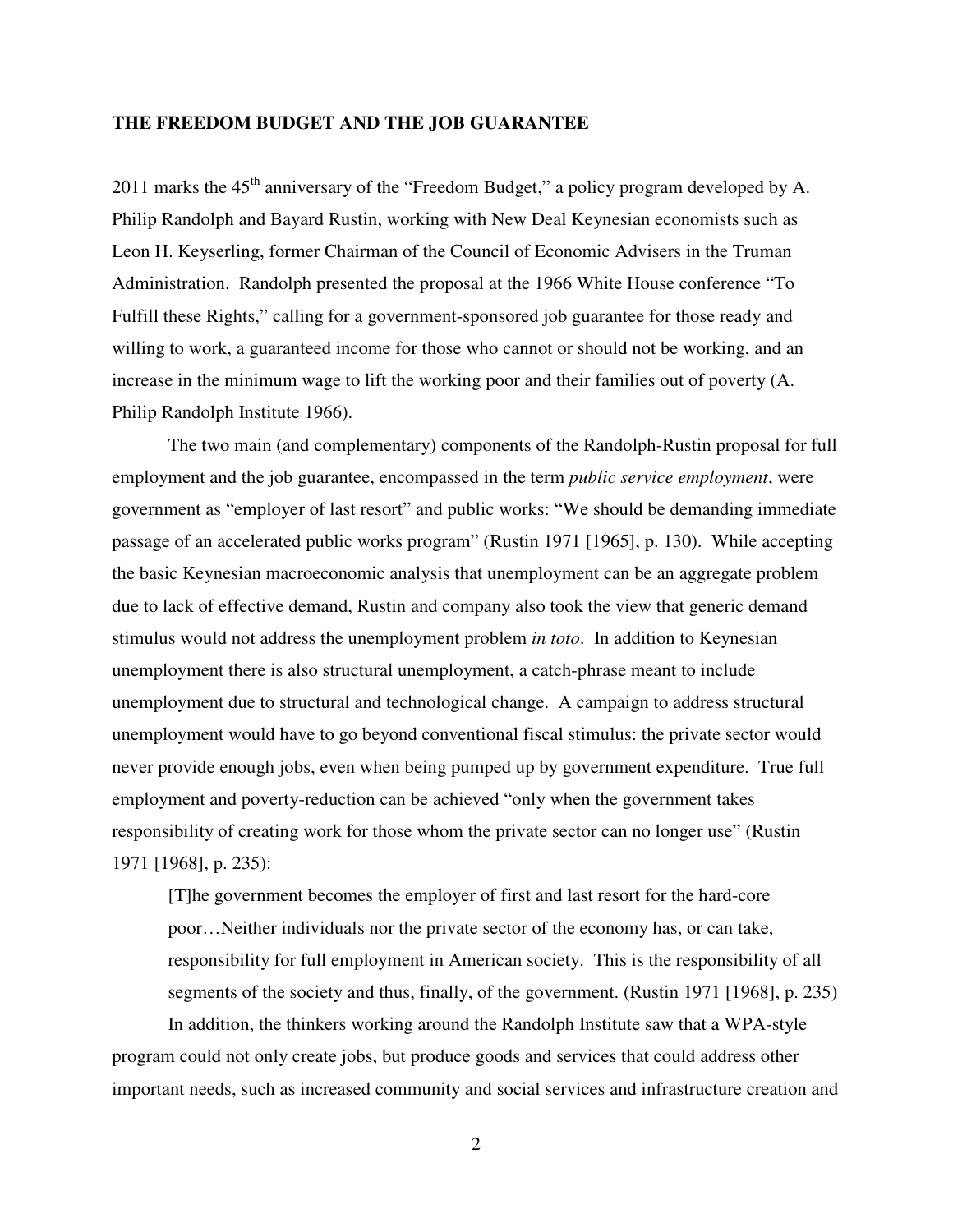**THE FREEDOM BUDGET AND THE JOB GUARANTEE**

2011 marks the 45th anniversary of the "Freedom Budget," a policy program developed by A. Philip Randolph and Bayard Rustin, working with New Deal Keynesian economists such as Leon H. Keyserling, former Chairman of the Council of Economic Advisers in the Truman Administration. Randolph presented the proposal at the 1966 White House conference "To Fulfill these Rights," calling for a government-sponsored job guarantee for those ready and willing to work, a guaranteed income for those who cannot or should not be working, and an increase in the minimum wage to lift the working poor and their families out of poverty (A. Philip Randolph Institute 1966).

The two main (and complementary) components of the Randolph-Rustin proposal for full employment and the job guarantee, encompassed in the term *public service employment*, were government as "employer of last resort" and public works: "We should be demanding immediate passage of an accelerated public works program" (Rustin 1971 [1965], p. 130). While accepting the basic Keynesian macroeconomic analysis that unemployment can be an aggregate problem due to lack of effective demand, Rustin and company also took the view that generic demand stimulus would not address the unemployment problem *in toto*. In addition to Keynesian unemployment there is also structural unemployment, a catch-phrase meant to include unemployment due to structural and technological change. A campaign to address structural unemployment would have to go beyond conventional fiscal stimulus: the private sector would never provide enough jobs, even when being pumped up by government expenditure. True full employment and poverty-reduction can be achieved "only when the government takes responsibility of creating work for those whom the private sector can no longer use" (Rustin 1971 [1968], p. 235):

> [T]he government becomes the employer of first and last resort for the hard-core poor…Neither individuals nor the private sector of the economy has, or can take, responsibility for full employment in American society. This is the responsibility of all segments of the society and thus, finally, of the government. (Rustin 1971 [1968], p. 235)

In addition, the thinkers working around the Randolph Institute saw that a WPA-style program could not only create jobs, but produce goods and services that could address other important needs, such as increased community and social services and infrastructure creation and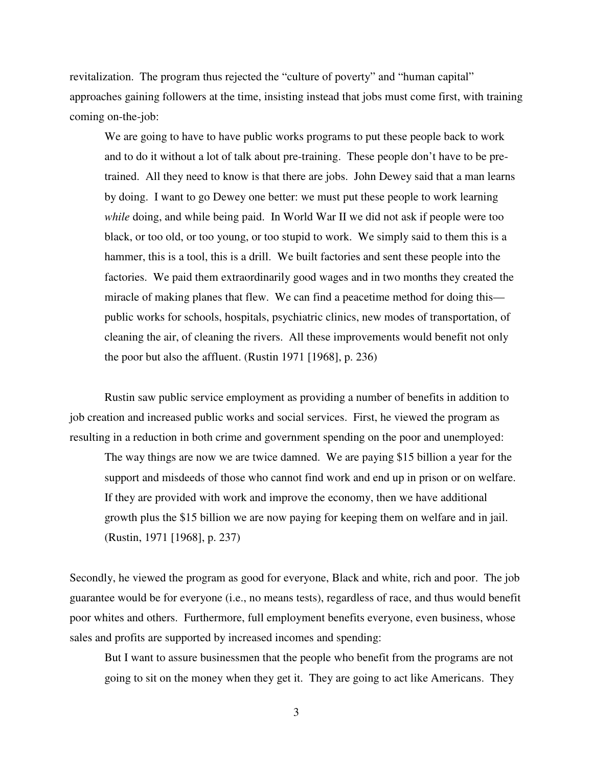revitalization. The program thus rejected the "culture of poverty" and "human capital" approaches gaining followers at the time, insisting instead that jobs must come first, with training coming on-the-job:

> We are going to have to have public works programs to put these people back to work and to do it without a lot of talk about pre-training. These people don't have to be pre-trained. All they need to know is that there are jobs. John Dewey said that a man learns by doing. I want to go Dewey one better: we must put these people to work learning *while* doing, and while being paid. In World War II we did not ask if people were too black, or too old, or too young, or too stupid to work. We simply said to them this is a hammer, this is a tool, this is a drill. We built factories and sent these people into the factories. We paid them extraordinarily good wages and in two months they created the miracle of making planes that flew. We can find a peacetime method for doing this—public works for schools, hospitals, psychiatric clinics, new modes of transportation, of cleaning the air, of cleaning the rivers. All these improvements would benefit not only the poor but also the affluent. (Rustin 1971 [1968], p. 236)

Rustin saw public service employment as providing a number of benefits in addition to job creation and increased public works and social services. First, he viewed the program as resulting in a reduction in both crime and government spending on the poor and unemployed:

> The way things are now we are twice damned. We are paying $15 billion a year for the support and misdeeds of those who cannot find work and end up in prison or on welfare. If they are provided with work and improve the economy, then we have additional growth plus the $15 billion we are now paying for keeping them on welfare and in jail. (Rustin, 1971 [1968], p. 237)

Secondly, he viewed the program as good for everyone, Black and white, rich and poor. The job guarantee would be for everyone (i.e., no means tests), regardless of race, and thus would benefit poor whites and others. Furthermore, full employment benefits everyone, even business, whose sales and profits are supported by increased incomes and spending:

> But I want to assure businessmen that the people who benefit from the programs are not going to sit on the money when they get it. They are going to act like Americans. They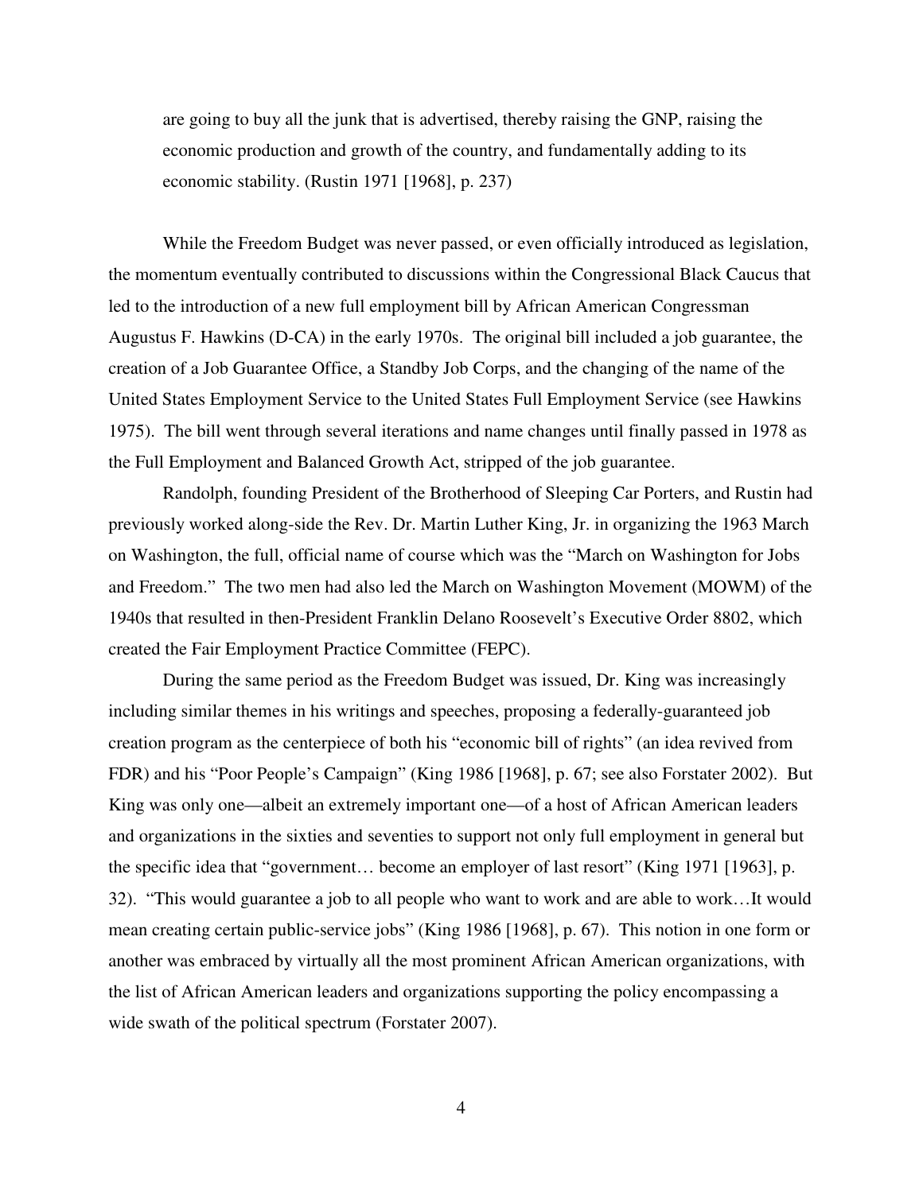> are going to buy all the junk that is advertised, thereby raising the GNP, raising the economic production and growth of the country, and fundamentally adding to its economic stability. (Rustin 1971 [1968], p. 237)

While the Freedom Budget was never passed, or even officially introduced as legislation, the momentum eventually contributed to discussions within the Congressional Black Caucus that led to the introduction of a new full employment bill by African American Congressman Augustus F. Hawkins (D-CA) in the early 1970s. The original bill included a job guarantee, the creation of a Job Guarantee Office, a Standby Job Corps, and the changing of the name of the United States Employment Service to the United States Full Employment Service (see Hawkins 1975). The bill went through several iterations and name changes until finally passed in 1978 as the Full Employment and Balanced Growth Act, stripped of the job guarantee.

Randolph, founding President of the Brotherhood of Sleeping Car Porters, and Rustin had previously worked along-side the Rev. Dr. Martin Luther King, Jr. in organizing the 1963 March on Washington, the full, official name of course which was the "March on Washington for Jobs and Freedom." The two men had also led the March on Washington Movement (MOWM) of the 1940s that resulted in then-President Franklin Delano Roosevelt's Executive Order 8802, which created the Fair Employment Practice Committee (FEPC).

During the same period as the Freedom Budget was issued, Dr. King was increasingly including similar themes in his writings and speeches, proposing a federally-guaranteed job creation program as the centerpiece of both his "economic bill of rights" (an idea revived from FDR) and his "Poor People's Campaign" (King 1986 [1968], p. 67; see also Forstater 2002). But King was only one—albeit an extremely important one—of a host of African American leaders and organizations in the sixties and seventies to support not only full employment in general but the specific idea that "government… become an employer of last resort" (King 1971 [1963], p. 32). "This would guarantee a job to all people who want to work and are able to work…It would mean creating certain public-service jobs" (King 1986 [1968], p. 67). This notion in one form or another was embraced by virtually all the most prominent African American organizations, with the list of African American leaders and organizations supporting the policy encompassing a wide swath of the political spectrum (Forstater 2007).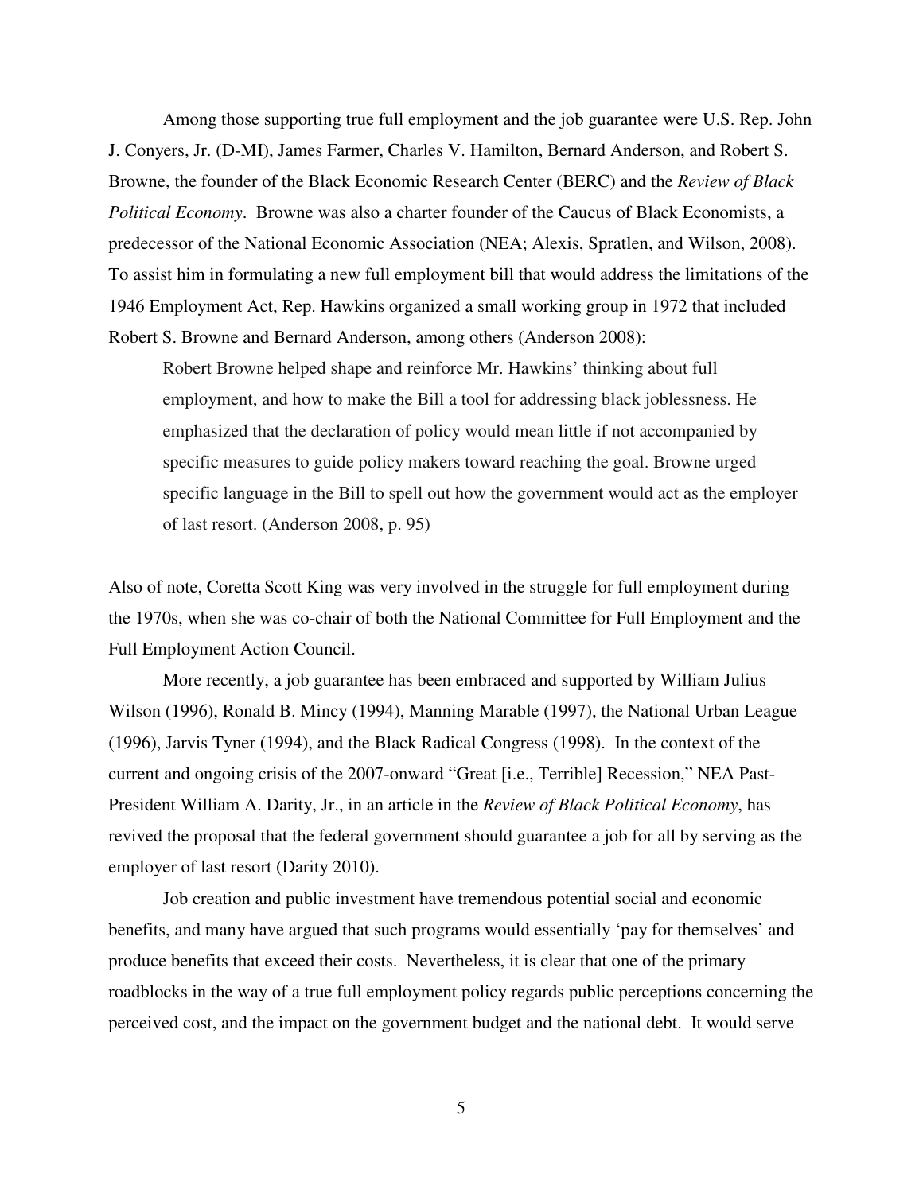Among those supporting true full employment and the job guarantee were U.S. Rep. John J. Conyers, Jr. (D-MI), James Farmer, Charles V. Hamilton, Bernard Anderson, and Robert S. Browne, the founder of the Black Economic Research Center (BERC) and the *Review of Black Political Economy*. Browne was also a charter founder of the Caucus of Black Economists, a predecessor of the National Economic Association (NEA; Alexis, Spratlen, and Wilson, 2008). To assist him in formulating a new full employment bill that would address the limitations of the 1946 Employment Act, Rep. Hawkins organized a small working group in 1972 that included Robert S. Browne and Bernard Anderson, among others (Anderson 2008):

> Robert Browne helped shape and reinforce Mr. Hawkins' thinking about full employment, and how to make the Bill a tool for addressing black joblessness. He emphasized that the declaration of policy would mean little if not accompanied by specific measures to guide policy makers toward reaching the goal. Browne urged specific language in the Bill to spell out how the government would act as the employer of last resort. (Anderson 2008, p. 95)

Also of note, Coretta Scott King was very involved in the struggle for full employment during the 1970s, when she was co-chair of both the National Committee for Full Employment and the Full Employment Action Council.

More recently, a job guarantee has been embraced and supported by William Julius Wilson (1996), Ronald B. Mincy (1994), Manning Marable (1997), the National Urban League (1996), Jarvis Tyner (1994), and the Black Radical Congress (1998). In the context of the current and ongoing crisis of the 2007-onward "Great [i.e., Terrible] Recession," NEA Past-President William A. Darity, Jr., in an article in the *Review of Black Political Economy*, has revived the proposal that the federal government should guarantee a job for all by serving as the employer of last resort (Darity 2010).

Job creation and public investment have tremendous potential social and economic benefits, and many have argued that such programs would essentially 'pay for themselves' and produce benefits that exceed their costs. Nevertheless, it is clear that one of the primary roadblocks in the way of a true full employment policy regards public perceptions concerning the perceived cost, and the impact on the government budget and the national debt. It would serve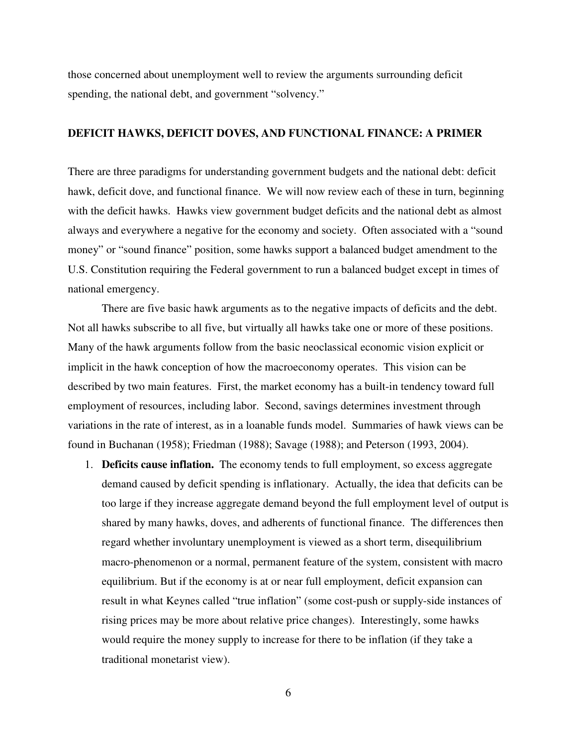those concerned about unemployment well to review the arguments surrounding deficit spending, the national debt, and government "solvency."

## DEFICIT HAWKS, DEFICIT DOVES, AND FUNCTIONAL FINANCE: A PRIMER

There are three paradigms for understanding government budgets and the national debt: deficit hawk, deficit dove, and functional finance. We will now review each of these in turn, beginning with the deficit hawks. Hawks view government budget deficits and the national debt as almost always and everywhere a negative for the economy and society. Often associated with a "sound money" or "sound finance" position, some hawks support a balanced budget amendment to the U.S. Constitution requiring the Federal government to run a balanced budget except in times of national emergency.

There are five basic hawk arguments as to the negative impacts of deficits and the debt. Not all hawks subscribe to all five, but virtually all hawks take one or more of these positions. Many of the hawk arguments follow from the basic neoclassical economic vision explicit or implicit in the hawk conception of how the macroeconomy operates. This vision can be described by two main features. First, the market economy has a built-in tendency toward full employment of resources, including labor. Second, savings determines investment through variations in the rate of interest, as in a loanable funds model. Summaries of hawk views can be found in Buchanan (1958); Friedman (1988); Savage (1988); and Peterson (1993, 2004).

1. **Deficits cause inflation.** The economy tends to full employment, so excess aggregate demand caused by deficit spending is inflationary. Actually, the idea that deficits can be too large if they increase aggregate demand beyond the full employment level of output is shared by many hawks, doves, and adherents of functional finance. The differences then regard whether involuntary unemployment is viewed as a short term, disequilibrium macro-phenomenon or a normal, permanent feature of the system, consistent with macro equilibrium. But if the economy is at or near full employment, deficit expansion can result in what Keynes called "true inflation" (some cost-push or supply-side instances of rising prices may be more about relative price changes). Interestingly, some hawks would require the money supply to increase for there to be inflation (if they take a traditional monetarist view).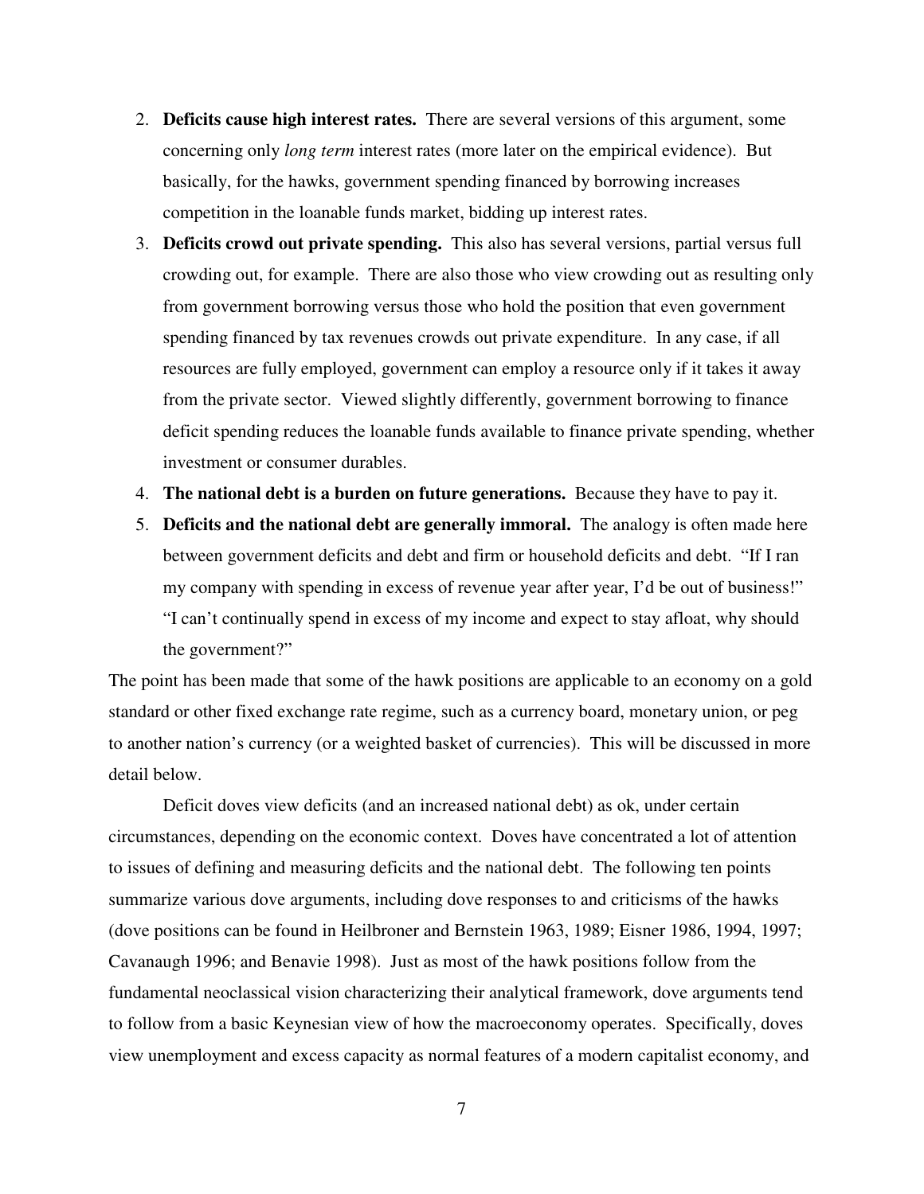2. **Deficits cause high interest rates.** There are several versions of this argument, some concerning only *long term* interest rates (more later on the empirical evidence). But basically, for the hawks, government spending financed by borrowing increases competition in the loanable funds market, bidding up interest rates.
3. **Deficits crowd out private spending.** This also has several versions, partial versus full crowding out, for example. There are also those who view crowding out as resulting only from government borrowing versus those who hold the position that even government spending financed by tax revenues crowds out private expenditure. In any case, if all resources are fully employed, government can employ a resource only if it takes it away from the private sector. Viewed slightly differently, government borrowing to finance deficit spending reduces the loanable funds available to finance private spending, whether investment or consumer durables.
4. **The national debt is a burden on future generations.** Because they have to pay it.
5. **Deficits and the national debt are generally immoral.** The analogy is often made here between government deficits and debt and firm or household deficits and debt. "If I ran my company with spending in excess of revenue year after year, I'd be out of business!" "I can't continually spend in excess of my income and expect to stay afloat, why should the government?"

The point has been made that some of the hawk positions are applicable to an economy on a gold standard or other fixed exchange rate regime, such as a currency board, monetary union, or peg to another nation's currency (or a weighted basket of currencies). This will be discussed in more detail below.

Deficit doves view deficits (and an increased national debt) as ok, under certain circumstances, depending on the economic context. Doves have concentrated a lot of attention to issues of defining and measuring deficits and the national debt. The following ten points summarize various dove arguments, including dove responses to and criticisms of the hawks (dove positions can be found in Heilbroner and Bernstein 1963, 1989; Eisner 1986, 1994, 1997; Cavanaugh 1996; and Benavie 1998). Just as most of the hawk positions follow from the fundamental neoclassical vision characterizing their analytical framework, dove arguments tend to follow from a basic Keynesian view of how the macroeconomy operates. Specifically, doves view unemployment and excess capacity as normal features of a modern capitalist economy, and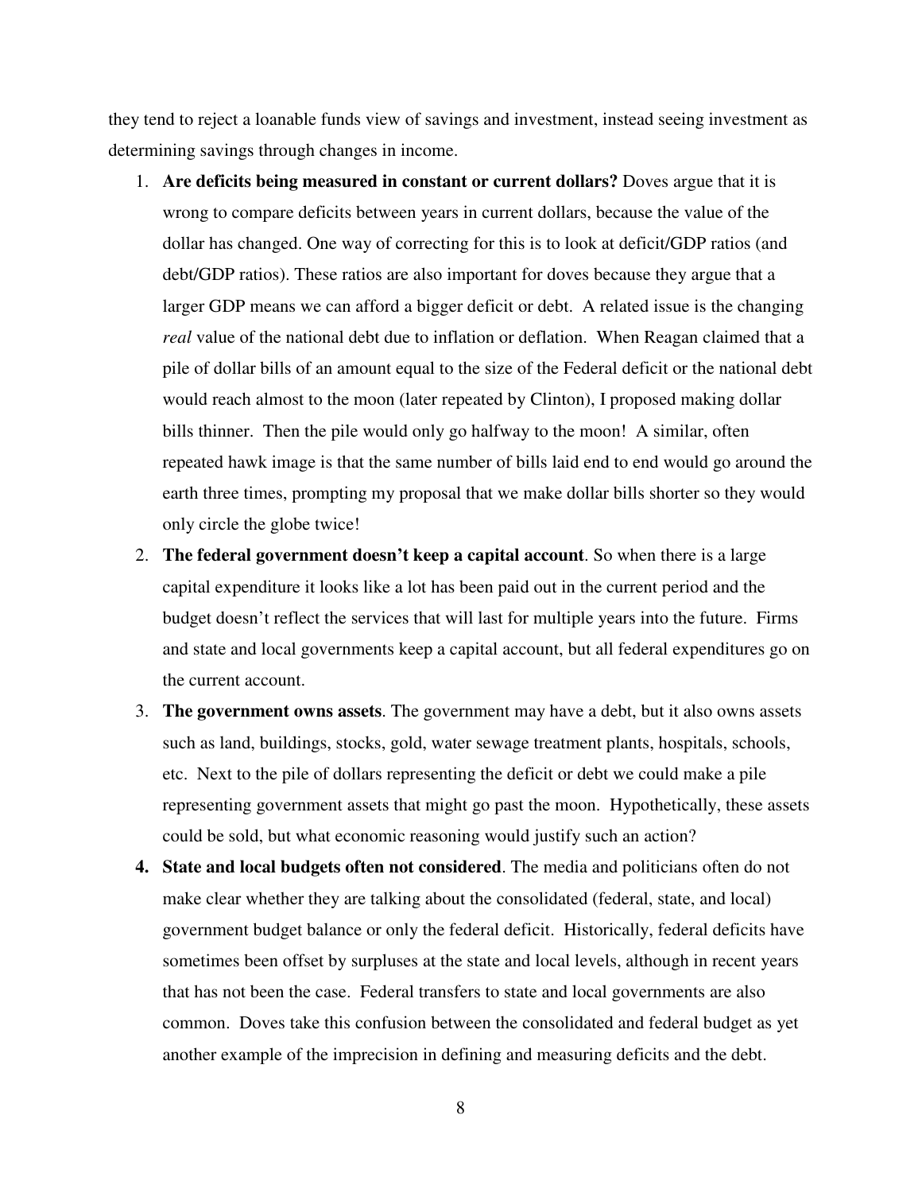they tend to reject a loanable funds view of savings and investment, instead seeing investment as determining savings through changes in income.

1. **Are deficits being measured in constant or current dollars?** Doves argue that it is wrong to compare deficits between years in current dollars, because the value of the dollar has changed. One way of correcting for this is to look at deficit/GDP ratios (and debt/GDP ratios). These ratios are also important for doves because they argue that a larger GDP means we can afford a bigger deficit or debt. A related issue is the changing *real* value of the national debt due to inflation or deflation. When Reagan claimed that a pile of dollar bills of an amount equal to the size of the Federal deficit or the national debt would reach almost to the moon (later repeated by Clinton), I proposed making dollar bills thinner. Then the pile would only go halfway to the moon! A similar, often repeated hawk image is that the same number of bills laid end to end would go around the earth three times, prompting my proposal that we make dollar bills shorter so they would only circle the globe twice!
2. **The federal government doesn't keep a capital account**. So when there is a large capital expenditure it looks like a lot has been paid out in the current period and the budget doesn't reflect the services that will last for multiple years into the future. Firms and state and local governments keep a capital account, but all federal expenditures go on the current account.
3. **The government owns assets**. The government may have a debt, but it also owns assets such as land, buildings, stocks, gold, water sewage treatment plants, hospitals, schools, etc. Next to the pile of dollars representing the deficit or debt we could make a pile representing government assets that might go past the moon. Hypothetically, these assets could be sold, but what economic reasoning would justify such an action?
4. **State and local budgets often not considered**. The media and politicians often do not make clear whether they are talking about the consolidated (federal, state, and local) government budget balance or only the federal deficit. Historically, federal deficits have sometimes been offset by surpluses at the state and local levels, although in recent years that has not been the case. Federal transfers to state and local governments are also common. Doves take this confusion between the consolidated and federal budget as yet another example of the imprecision in defining and measuring deficits and the debt.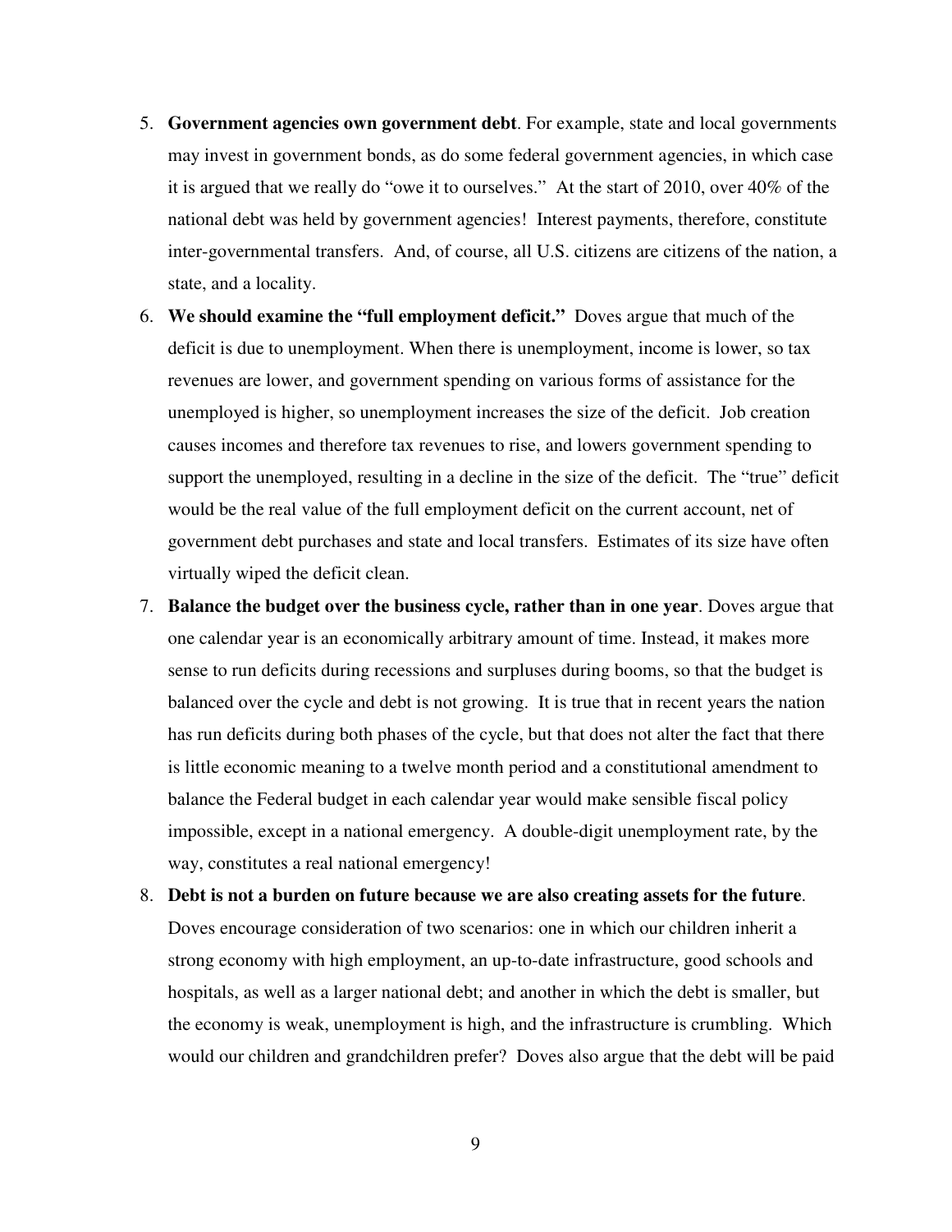5. **Government agencies own government debt**. For example, state and local governments may invest in government bonds, as do some federal government agencies, in which case it is argued that we really do "owe it to ourselves." At the start of 2010, over 40% of the national debt was held by government agencies! Interest payments, therefore, constitute inter-governmental transfers. And, of course, all U.S. citizens are citizens of the nation, a state, and a locality.
6. **We should examine the "full employment deficit."** Doves argue that much of the deficit is due to unemployment. When there is unemployment, income is lower, so tax revenues are lower, and government spending on various forms of assistance for the unemployed is higher, so unemployment increases the size of the deficit. Job creation causes incomes and therefore tax revenues to rise, and lowers government spending to support the unemployed, resulting in a decline in the size of the deficit. The "true" deficit would be the real value of the full employment deficit on the current account, net of government debt purchases and state and local transfers. Estimates of its size have often virtually wiped the deficit clean.
7. **Balance the budget over the business cycle, rather than in one year**. Doves argue that one calendar year is an economically arbitrary amount of time. Instead, it makes more sense to run deficits during recessions and surpluses during booms, so that the budget is balanced over the cycle and debt is not growing. It is true that in recent years the nation has run deficits during both phases of the cycle, but that does not alter the fact that there is little economic meaning to a twelve month period and a constitutional amendment to balance the Federal budget in each calendar year would make sensible fiscal policy impossible, except in a national emergency. A double-digit unemployment rate, by the way, constitutes a real national emergency!
8. **Debt is not a burden on future because we are also creating assets for the future**. Doves encourage consideration of two scenarios: one in which our children inherit a strong economy with high employment, an up-to-date infrastructure, good schools and hospitals, as well as a larger national debt; and another in which the debt is smaller, but the economy is weak, unemployment is high, and the infrastructure is crumbling. Which would our children and grandchildren prefer? Doves also argue that the debt will be paid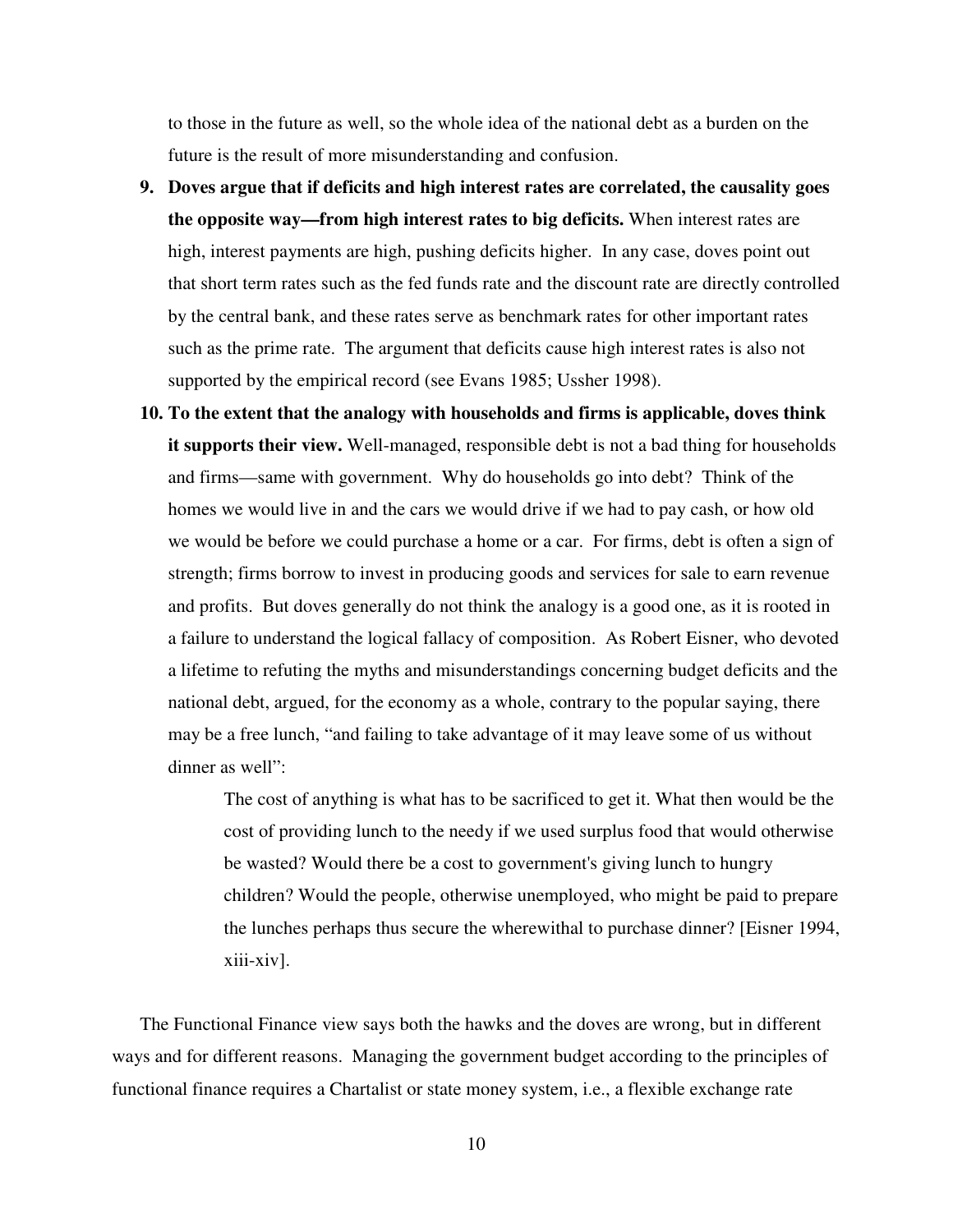to those in the future as well, so the whole idea of the national debt as a burden on the future is the result of more misunderstanding and confusion.

9. **Doves argue that if deficits and high interest rates are correlated, the causality goes the opposite way—from high interest rates to big deficits.** When interest rates are high, interest payments are high, pushing deficits higher. In any case, doves point out that short term rates such as the fed funds rate and the discount rate are directly controlled by the central bank, and these rates serve as benchmark rates for other important rates such as the prime rate. The argument that deficits cause high interest rates is also not supported by the empirical record (see Evans 1985; Ussher 1998).

10. **To the extent that the analogy with households and firms is applicable, doves think it supports their view.** Well-managed, responsible debt is not a bad thing for households and firms—same with government. Why do households go into debt? Think of the homes we would live in and the cars we would drive if we had to pay cash, or how old we would be before we could purchase a home or a car. For firms, debt is often a sign of strength; firms borrow to invest in producing goods and services for sale to earn revenue and profits. But doves generally do not think the analogy is a good one, as it is rooted in a failure to understand the logical fallacy of composition. As Robert Eisner, who devoted a lifetime to refuting the myths and misunderstandings concerning budget deficits and the national debt, argued, for the economy as a whole, contrary to the popular saying, there may be a free lunch, "and failing to take advantage of it may leave some of us without dinner as well":

    > The cost of anything is what has to be sacrificed to get it. What then would be the cost of providing lunch to the needy if we used surplus food that would otherwise be wasted? Would there be a cost to government's giving lunch to hungry children? Would the people, otherwise unemployed, who might be paid to prepare the lunches perhaps thus secure the wherewithal to purchase dinner? [Eisner 1994, xiii-xiv].

The Functional Finance view says both the hawks and the doves are wrong, but in different ways and for different reasons. Managing the government budget according to the principles of functional finance requires a Chartalist or state money system, i.e., a flexible exchange rate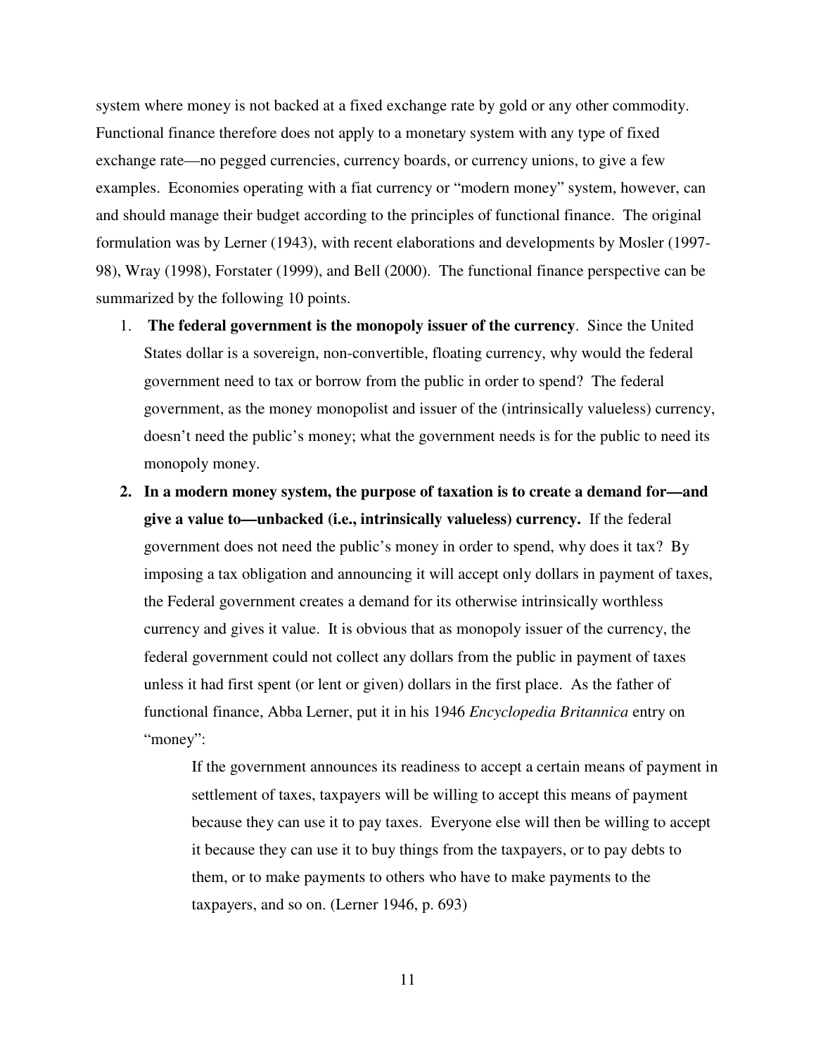system where money is not backed at a fixed exchange rate by gold or any other commodity. Functional finance therefore does not apply to a monetary system with any type of fixed exchange rate—no pegged currencies, currency boards, or currency unions, to give a few examples. Economies operating with a fiat currency or "modern money" system, however, can and should manage their budget according to the principles of functional finance. The original formulation was by Lerner (1943), with recent elaborations and developments by Mosler (1997-98), Wray (1998), Forstater (1999), and Bell (2000). The functional finance perspective can be summarized by the following 10 points.

1. **The federal government is the monopoly issuer of the currency**. Since the United States dollar is a sovereign, non-convertible, floating currency, why would the federal government need to tax or borrow from the public in order to spend? The federal government, as the money monopolist and issuer of the (intrinsically valueless) currency, doesn't need the public's money; what the government needs is for the public to need its monopoly money.
2. **In a modern money system, the purpose of taxation is to create a demand for—and give a value to—unbacked (i.e., intrinsically valueless) currency.** If the federal government does not need the public's money in order to spend, why does it tax? By imposing a tax obligation and announcing it will accept only dollars in payment of taxes, the Federal government creates a demand for its otherwise intrinsically worthless currency and gives it value. It is obvious that as monopoly issuer of the currency, the federal government could not collect any dollars from the public in payment of taxes unless it had first spent (or lent or given) dollars in the first place. As the father of functional finance, Abba Lerner, put it in his 1946 *Encyclopedia Britannica* entry on "money":

   > If the government announces its readiness to accept a certain means of payment in settlement of taxes, taxpayers will be willing to accept this means of payment because they can use it to pay taxes. Everyone else will then be willing to accept it because they can use it to buy things from the taxpayers, or to pay debts to them, or to make payments to others who have to make payments to the taxpayers, and so on. (Lerner 1946, p. 693)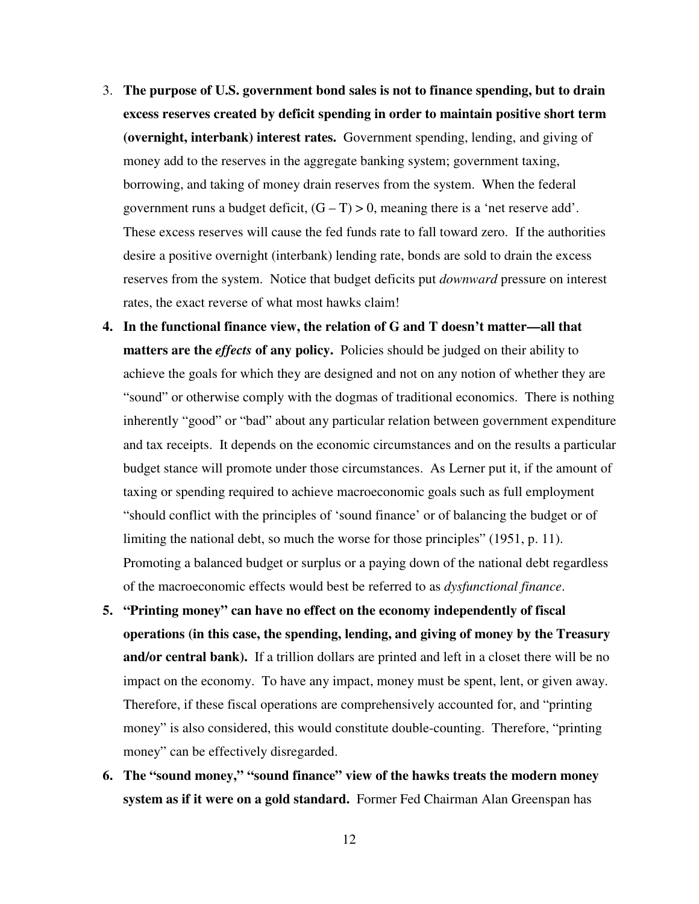3. **The purpose of U.S. government bond sales is not to finance spending, but to drain excess reserves created by deficit spending in order to maintain positive short term (overnight, interbank) interest rates.** Government spending, lending, and giving of money add to the reserves in the aggregate banking system; government taxing, borrowing, and taking of money drain reserves from the system. When the federal government runs a budget deficit, $(G - T) > 0$, meaning there is a 'net reserve add'. These excess reserves will cause the fed funds rate to fall toward zero. If the authorities desire a positive overnight (interbank) lending rate, bonds are sold to drain the excess reserves from the system. Notice that budget deficits put *downward* pressure on interest rates, the exact reverse of what most hawks claim!

4. **In the functional finance view, the relation of G and T doesn't matter—all that matters are the *effects* of any policy.** Policies should be judged on their ability to achieve the goals for which they are designed and not on any notion of whether they are "sound" or otherwise comply with the dogmas of traditional economics. There is nothing inherently "good" or "bad" about any particular relation between government expenditure and tax receipts. It depends on the economic circumstances and on the results a particular budget stance will promote under those circumstances. As Lerner put it, if the amount of taxing or spending required to achieve macroeconomic goals such as full employment "should conflict with the principles of 'sound finance' or of balancing the budget or of limiting the national debt, so much the worse for those principles" (1951, p. 11). Promoting a balanced budget or surplus or a paying down of the national debt regardless of the macroeconomic effects would best be referred to as *dysfunctional finance*.

5. **"Printing money" can have no effect on the economy independently of fiscal operations (in this case, the spending, lending, and giving of money by the Treasury and/or central bank).** If a trillion dollars are printed and left in a closet there will be no impact on the economy. To have any impact, money must be spent, lent, or given away. Therefore, if these fiscal operations are comprehensively accounted for, and "printing money" is also considered, this would constitute double-counting. Therefore, "printing money" can be effectively disregarded.

6. **The "sound money," "sound finance" view of the hawks treats the modern money system as if it were on a gold standard.** Former Fed Chairman Alan Greenspan has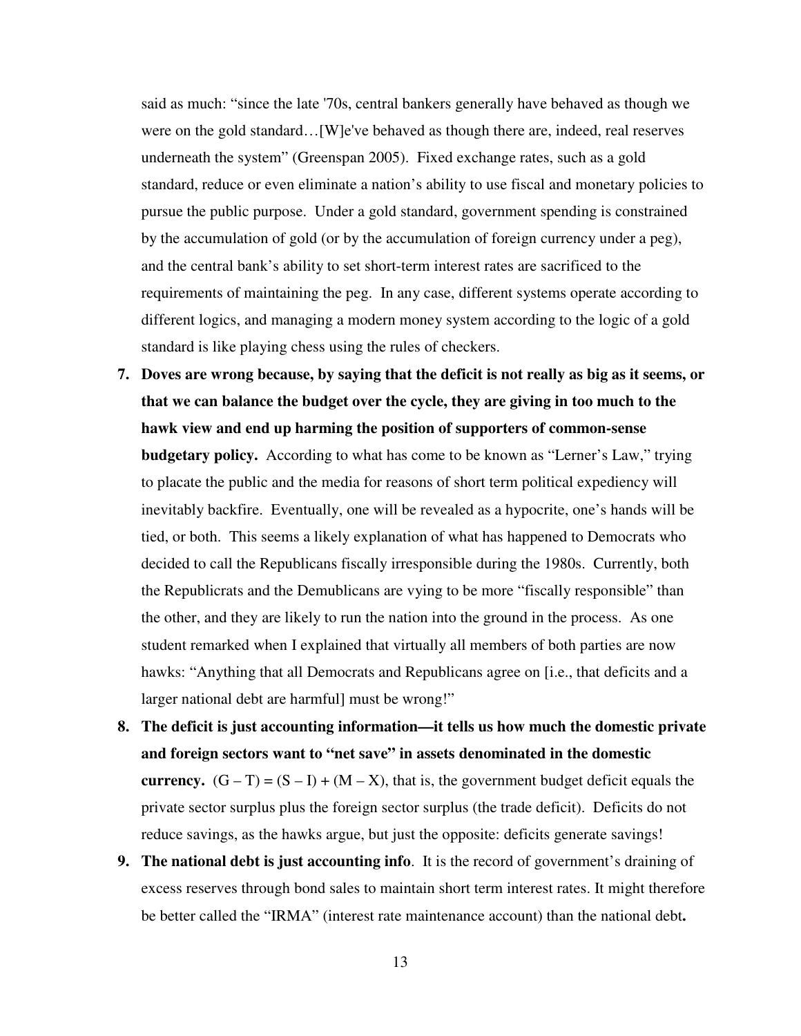said as much: "since the late '70s, central bankers generally have behaved as though we were on the gold standard…[W]e've behaved as though there are, indeed, real reserves underneath the system" (Greenspan 2005). Fixed exchange rates, such as a gold standard, reduce or even eliminate a nation's ability to use fiscal and monetary policies to pursue the public purpose. Under a gold standard, government spending is constrained by the accumulation of gold (or by the accumulation of foreign currency under a peg), and the central bank's ability to set short-term interest rates are sacrificed to the requirements of maintaining the peg. In any case, different systems operate according to different logics, and managing a modern money system according to the logic of a gold standard is like playing chess using the rules of checkers.

7. **Doves are wrong because, by saying that the deficit is not really as big as it seems, or that we can balance the budget over the cycle, they are giving in too much to the hawk view and end up harming the position of supporters of common-sense budgetary policy.** According to what has come to be known as "Lerner's Law," trying to placate the public and the media for reasons of short term political expediency will inevitably backfire. Eventually, one will be revealed as a hypocrite, one's hands will be tied, or both. This seems a likely explanation of what has happened to Democrats who decided to call the Republicans fiscally irresponsible during the 1980s. Currently, both the Republicrats and the Demublicans are vying to be more "fiscally responsible" than the other, and they are likely to run the nation into the ground in the process. As one student remarked when I explained that virtually all members of both parties are now hawks: "Anything that all Democrats and Republicans agree on [i.e., that deficits and a larger national debt are harmful] must be wrong!"
8. **The deficit is just accounting information—it tells us how much the domestic private and foreign sectors want to "net save" in assets denominated in the domestic currency.** $(G - T) = (S - I) + (M - X)$, that is, the government budget deficit equals the private sector surplus plus the foreign sector surplus (the trade deficit). Deficits do not reduce savings, as the hawks argue, but just the opposite: deficits generate savings!
9. **The national debt is just accounting info**. It is the record of government's draining of excess reserves through bond sales to maintain short term interest rates. It might therefore be better called the "IRMA" (interest rate maintenance account) than the national debt**.**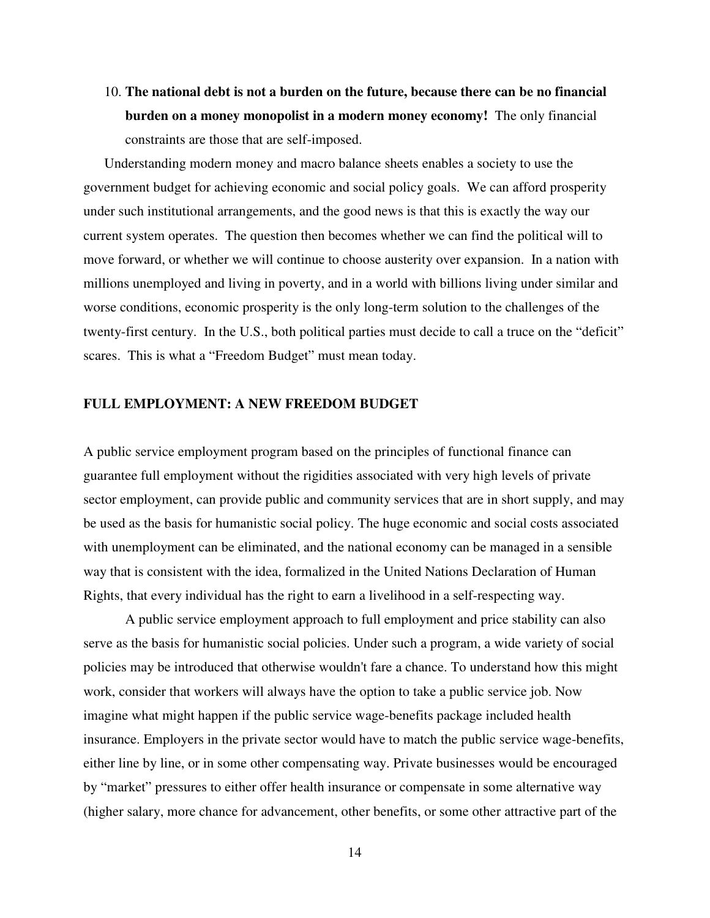10. **The national debt is not a burden on the future, because there can be no financial burden on a money monopolist in a modern money economy!** The only financial constraints are those that are self-imposed.

Understanding modern money and macro balance sheets enables a society to use the government budget for achieving economic and social policy goals. We can afford prosperity under such institutional arrangements, and the good news is that this is exactly the way our current system operates. The question then becomes whether we can find the political will to move forward, or whether we will continue to choose austerity over expansion. In a nation with millions unemployed and living in poverty, and in a world with billions living under similar and worse conditions, economic prosperity is the only long-term solution to the challenges of the twenty-first century. In the U.S., both political parties must decide to call a truce on the "deficit" scares. This is what a "Freedom Budget" must mean today.

## FULL EMPLOYMENT: A NEW FREEDOM BUDGET

A public service employment program based on the principles of functional finance can guarantee full employment without the rigidities associated with very high levels of private sector employment, can provide public and community services that are in short supply, and may be used as the basis for humanistic social policy. The huge economic and social costs associated with unemployment can be eliminated, and the national economy can be managed in a sensible way that is consistent with the idea, formalized in the United Nations Declaration of Human Rights, that every individual has the right to earn a livelihood in a self-respecting way.

A public service employment approach to full employment and price stability can also serve as the basis for humanistic social policies. Under such a program, a wide variety of social policies may be introduced that otherwise wouldn't fare a chance. To understand how this might work, consider that workers will always have the option to take a public service job. Now imagine what might happen if the public service wage-benefits package included health insurance. Employers in the private sector would have to match the public service wage-benefits, either line by line, or in some other compensating way. Private businesses would be encouraged by "market" pressures to either offer health insurance or compensate in some alternative way (higher salary, more chance for advancement, other benefits, or some other attractive part of the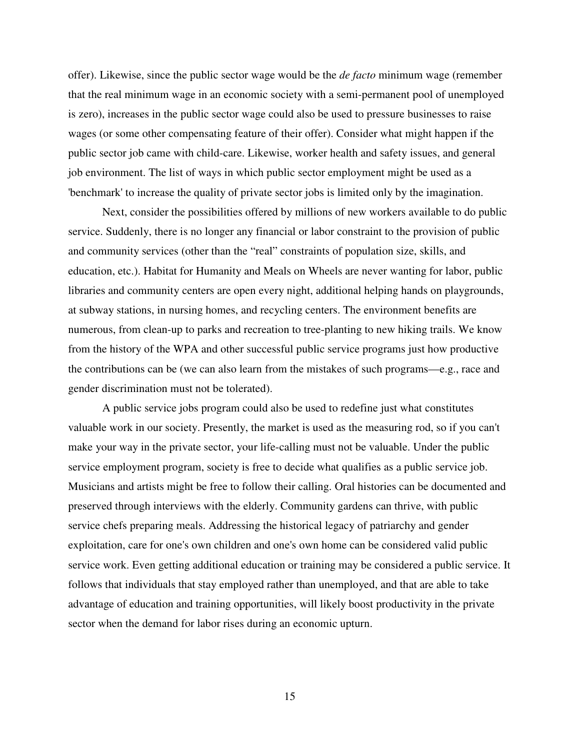offer). Likewise, since the public sector wage would be the *de facto* minimum wage (remember that the real minimum wage in an economic society with a semi-permanent pool of unemployed is zero), increases in the public sector wage could also be used to pressure businesses to raise wages (or some other compensating feature of their offer). Consider what might happen if the public sector job came with child-care. Likewise, worker health and safety issues, and general job environment. The list of ways in which public sector employment might be used as a 'benchmark' to increase the quality of private sector jobs is limited only by the imagination.

Next, consider the possibilities offered by millions of new workers available to do public service. Suddenly, there is no longer any financial or labor constraint to the provision of public and community services (other than the "real" constraints of population size, skills, and education, etc.). Habitat for Humanity and Meals on Wheels are never wanting for labor, public libraries and community centers are open every night, additional helping hands on playgrounds, at subway stations, in nursing homes, and recycling centers. The environment benefits are numerous, from clean-up to parks and recreation to tree-planting to new hiking trails. We know from the history of the WPA and other successful public service programs just how productive the contributions can be (we can also learn from the mistakes of such programs—e.g., race and gender discrimination must not be tolerated).

A public service jobs program could also be used to redefine just what constitutes valuable work in our society. Presently, the market is used as the measuring rod, so if you can't make your way in the private sector, your life-calling must not be valuable. Under the public service employment program, society is free to decide what qualifies as a public service job. Musicians and artists might be free to follow their calling. Oral histories can be documented and preserved through interviews with the elderly. Community gardens can thrive, with public service chefs preparing meals. Addressing the historical legacy of patriarchy and gender exploitation, care for one's own children and one's own home can be considered valid public service work. Even getting additional education or training may be considered a public service. It follows that individuals that stay employed rather than unemployed, and that are able to take advantage of education and training opportunities, will likely boost productivity in the private sector when the demand for labor rises during an economic upturn.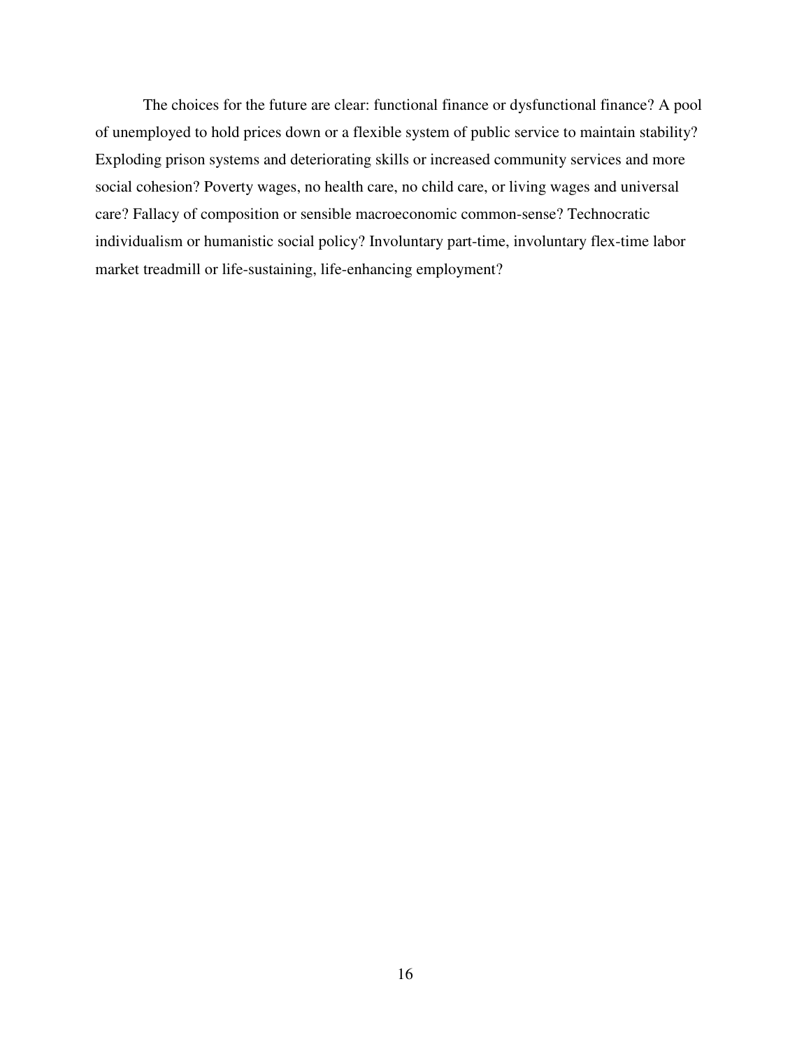The choices for the future are clear: functional finance or dysfunctional finance? A pool of unemployed to hold prices down or a flexible system of public service to maintain stability? Exploding prison systems and deteriorating skills or increased community services and more social cohesion? Poverty wages, no health care, no child care, or living wages and universal care? Fallacy of composition or sensible macroeconomic common-sense? Technocratic individualism or humanistic social policy? Involuntary part-time, involuntary flex-time labor market treadmill or life-sustaining, life-enhancing employment?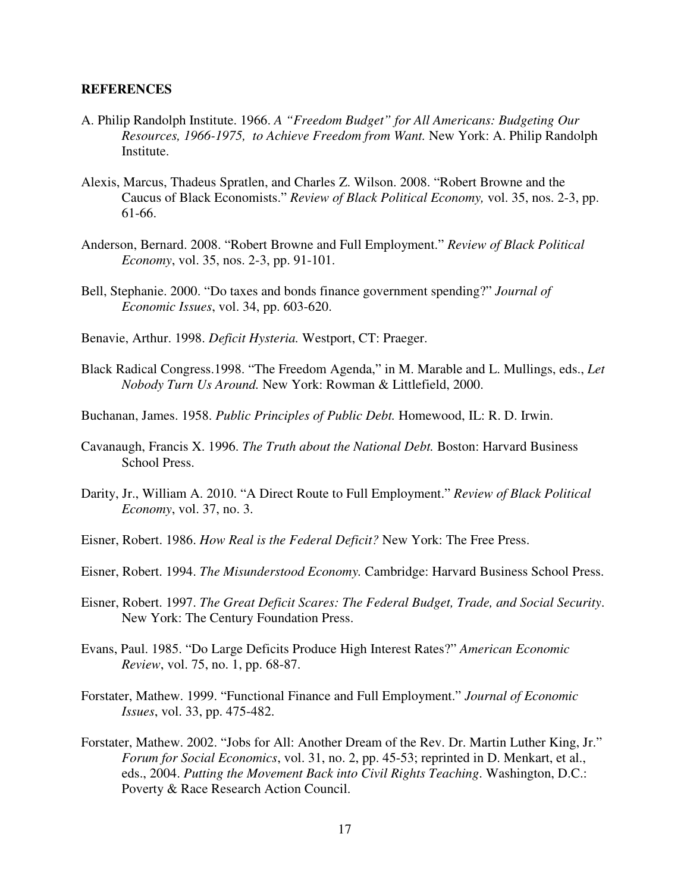## REFERENCES

A. Philip Randolph Institute. 1966. *A "Freedom Budget" for All Americans: Budgeting Our Resources, 1966-1975, to Achieve Freedom from Want.* New York: A. Philip Randolph Institute.

Alexis, Marcus, Thadeus Spratlen, and Charles Z. Wilson. 2008. "Robert Browne and the Caucus of Black Economists." *Review of Black Political Economy,* vol. 35, nos. 2-3, pp. 61-66.

Anderson, Bernard. 2008. "Robert Browne and Full Employment." *Review of Black Political Economy*, vol. 35, nos. 2-3, pp. 91-101.

Bell, Stephanie. 2000. "Do taxes and bonds finance government spending?" *Journal of Economic Issues*, vol. 34, pp. 603-620.

Benavie, Arthur. 1998. *Deficit Hysteria.* Westport, CT: Praeger.

Black Radical Congress.1998. "The Freedom Agenda," in M. Marable and L. Mullings, eds., *Let Nobody Turn Us Around.* New York: Rowman & Littlefield, 2000.

Buchanan, James. 1958. *Public Principles of Public Debt.* Homewood, IL: R. D. Irwin.

Cavanaugh, Francis X. 1996. *The Truth about the National Debt.* Boston: Harvard Business School Press.

Darity, Jr., William A. 2010. "A Direct Route to Full Employment." *Review of Black Political Economy*, vol. 37, no. 3.

Eisner, Robert. 1986. *How Real is the Federal Deficit?* New York: The Free Press.

Eisner, Robert. 1994. *The Misunderstood Economy.* Cambridge: Harvard Business School Press.

Eisner, Robert. 1997. *The Great Deficit Scares: The Federal Budget, Trade, and Social Security*. New York: The Century Foundation Press.

Evans, Paul. 1985. "Do Large Deficits Produce High Interest Rates?" *American Economic Review*, vol. 75, no. 1, pp. 68-87.

Forstater, Mathew. 1999. "Functional Finance and Full Employment." *Journal of Economic Issues*, vol. 33, pp. 475-482.

Forstater, Mathew. 2002. "Jobs for All: Another Dream of the Rev. Dr. Martin Luther King, Jr." *Forum for Social Economics*, vol. 31, no. 2, pp. 45-53; reprinted in D. Menkart, et al., eds., 2004. *Putting the Movement Back into Civil Rights Teaching*. Washington, D.C.: Poverty & Race Research Action Council.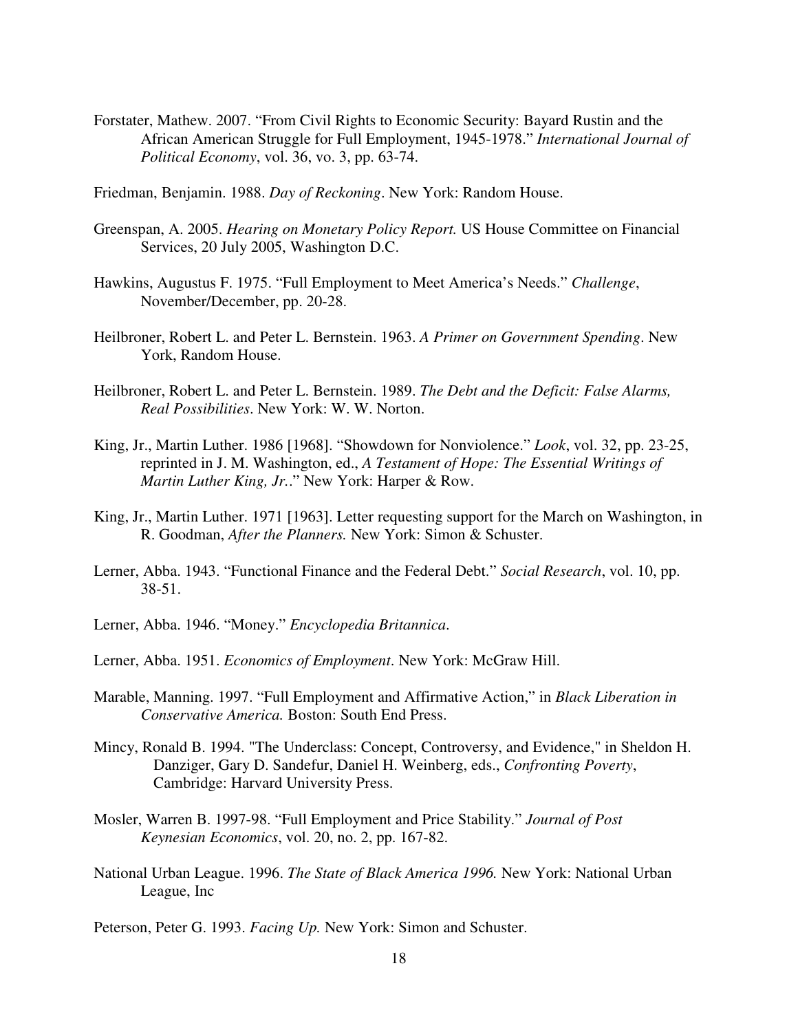Forstater, Mathew. 2007. "From Civil Rights to Economic Security: Bayard Rustin and the African American Struggle for Full Employment, 1945-1978." *International Journal of Political Economy*, vol. 36, vo. 3, pp. 63-74.

Friedman, Benjamin. 1988. *Day of Reckoning*. New York: Random House.

Greenspan, A. 2005. *Hearing on Monetary Policy Report.* US House Committee on Financial Services, 20 July 2005, Washington D.C.

Hawkins, Augustus F. 1975. "Full Employment to Meet America's Needs." *Challenge*, November/December, pp. 20-28.

Heilbroner, Robert L. and Peter L. Bernstein. 1963. *A Primer on Government Spending*. New York, Random House.

Heilbroner, Robert L. and Peter L. Bernstein. 1989. *The Debt and the Deficit: False Alarms, Real Possibilities*. New York: W. W. Norton.

King, Jr., Martin Luther. 1986 [1968]. "Showdown for Nonviolence." *Look*, vol. 32, pp. 23-25, reprinted in J. M. Washington, ed., *A Testament of Hope: The Essential Writings of Martin Luther King, Jr.*." New York: Harper & Row.

King, Jr., Martin Luther. 1971 [1963]. Letter requesting support for the March on Washington, in R. Goodman, *After the Planners.* New York: Simon & Schuster.

Lerner, Abba. 1943. "Functional Finance and the Federal Debt." *Social Research*, vol. 10, pp. 38-51.

Lerner, Abba. 1946. "Money." *Encyclopedia Britannica*.

Lerner, Abba. 1951. *Economics of Employment*. New York: McGraw Hill.

Marable, Manning. 1997. "Full Employment and Affirmative Action," in *Black Liberation in Conservative America.* Boston: South End Press.

Mincy, Ronald B. 1994. "The Underclass: Concept, Controversy, and Evidence," in Sheldon H. Danziger, Gary D. Sandefur, Daniel H. Weinberg, eds., *Confronting Poverty*, Cambridge: Harvard University Press.

Mosler, Warren B. 1997-98. "Full Employment and Price Stability." *Journal of Post Keynesian Economics*, vol. 20, no. 2, pp. 167-82.

National Urban League. 1996. *The State of Black America 1996.* New York: National Urban League, Inc

Peterson, Peter G. 1993. *Facing Up.* New York: Simon and Schuster.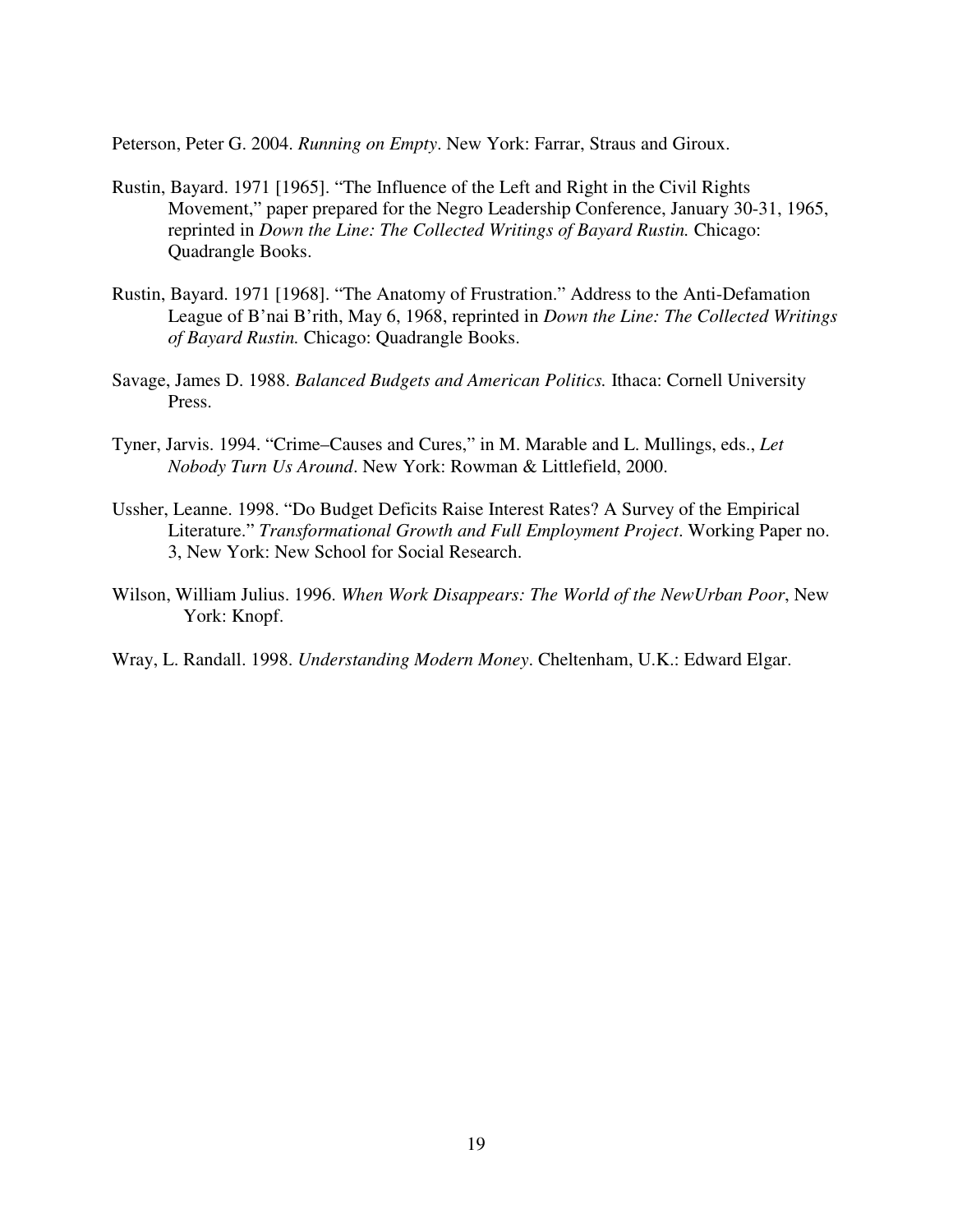Peterson, Peter G. 2004. *Running on Empty*. New York: Farrar, Straus and Giroux.

Rustin, Bayard. 1971 [1965]. "The Influence of the Left and Right in the Civil Rights Movement," paper prepared for the Negro Leadership Conference, January 30-31, 1965, reprinted in *Down the Line: The Collected Writings of Bayard Rustin.* Chicago: Quadrangle Books.

Rustin, Bayard. 1971 [1968]. "The Anatomy of Frustration." Address to the Anti-Defamation League of B'nai B'rith, May 6, 1968, reprinted in *Down the Line: The Collected Writings of Bayard Rustin.* Chicago: Quadrangle Books.

Savage, James D. 1988. *Balanced Budgets and American Politics.* Ithaca: Cornell University Press.

Tyner, Jarvis. 1994. "Crime–Causes and Cures," in M. Marable and L. Mullings, eds., *Let Nobody Turn Us Around*. New York: Rowman & Littlefield, 2000.

Ussher, Leanne. 1998. "Do Budget Deficits Raise Interest Rates? A Survey of the Empirical Literature." *Transformational Growth and Full Employment Project*. Working Paper no. 3, New York: New School for Social Research.

Wilson, William Julius. 1996. *When Work Disappears: The World of the NewUrban Poor*, New York: Knopf.

Wray, L. Randall. 1998. *Understanding Modern Money*. Cheltenham, U.K.: Edward Elgar.